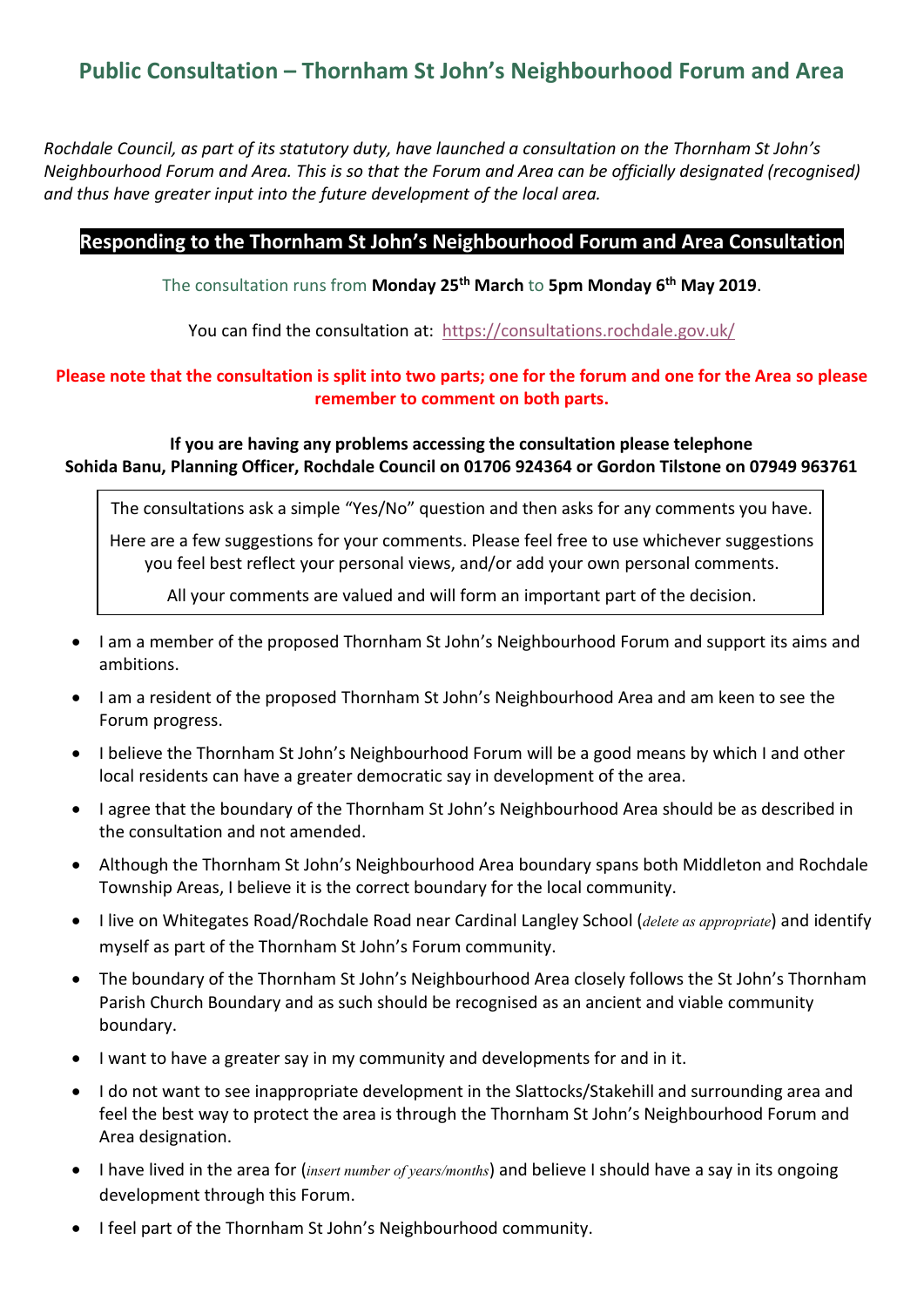# Public Consultation – Thornham St John's Neighbourhood Forum and Area

*Rochdale Council, as part of its statutory duty, have launched a consultation on the Thornham St John's Neighbourhood Forum and Area. This is so that the Forum and Area can be officially designated (recognised) and thus have greater input into the future development of the local area.*

## Responding to the Thornham St John's Neighbourhood Forum and Area Consultation

The consultation runs from **Monday 25th March** to **5pm Monday 6th May 2019**.

You can find the consultation at: https://consultations.rochdale.gov.uk/

**Please note that the consultation is split into two parts; one for the forum and one for the Area so please remember to comment on both parts.**

**If you are having any problems accessing the consultation please telephone Sohida Banu, Planning Officer, Rochdale Council on 01706 924364 or Gordon Tilstone on 07949 963761**

The consultations ask a simple "Yes/No" question and then asks for any comments you have.

Here are a few suggestions for your comments. Please feel free to use whichever suggestions you feel best reflect your personal views, and/or add your own personal comments.

All your comments are valued and will form an important part of the decision.

- I am a member of the proposed Thornham St John's Neighbourhood Forum and support its aims and ambitions.
- I am a resident of the proposed Thornham St John's Neighbourhood Area and am keen to see the Forum progress.
- I believe the Thornham St John's Neighbourhood Forum will be a good means by which I and other local residents can have a greater democratic say in development of the area.
- I agree that the boundary of the Thornham St John's Neighbourhood Area should be as described in the consultation and not amended.
- Although the Thornham St John's Neighbourhood Area boundary spans both Middleton and Rochdale Township Areas, I believe it is the correct boundary for the local community.
- I live on Whitegates Road/Rochdale Road near Cardinal Langley School (*delete as appropriate*) and identify myself as part of the Thornham St John's Forum community.
- The boundary of the Thornham St John's Neighbourhood Area closely follows the St John's Thornham Parish Church Boundary and as such should be recognised as an ancient and viable community boundary.
- I want to have a greater say in my community and developments for and in it.
- I do not want to see inappropriate development in the Slattocks/Stakehill and surrounding area and feel the best way to protect the area is through the Thornham St John's Neighbourhood Forum and Area designation.
- I have lived in the area for (*insert number of years/months*) and believe I should have a say in its ongoing development through this Forum.
- I feel part of the Thornham St John's Neighbourhood community.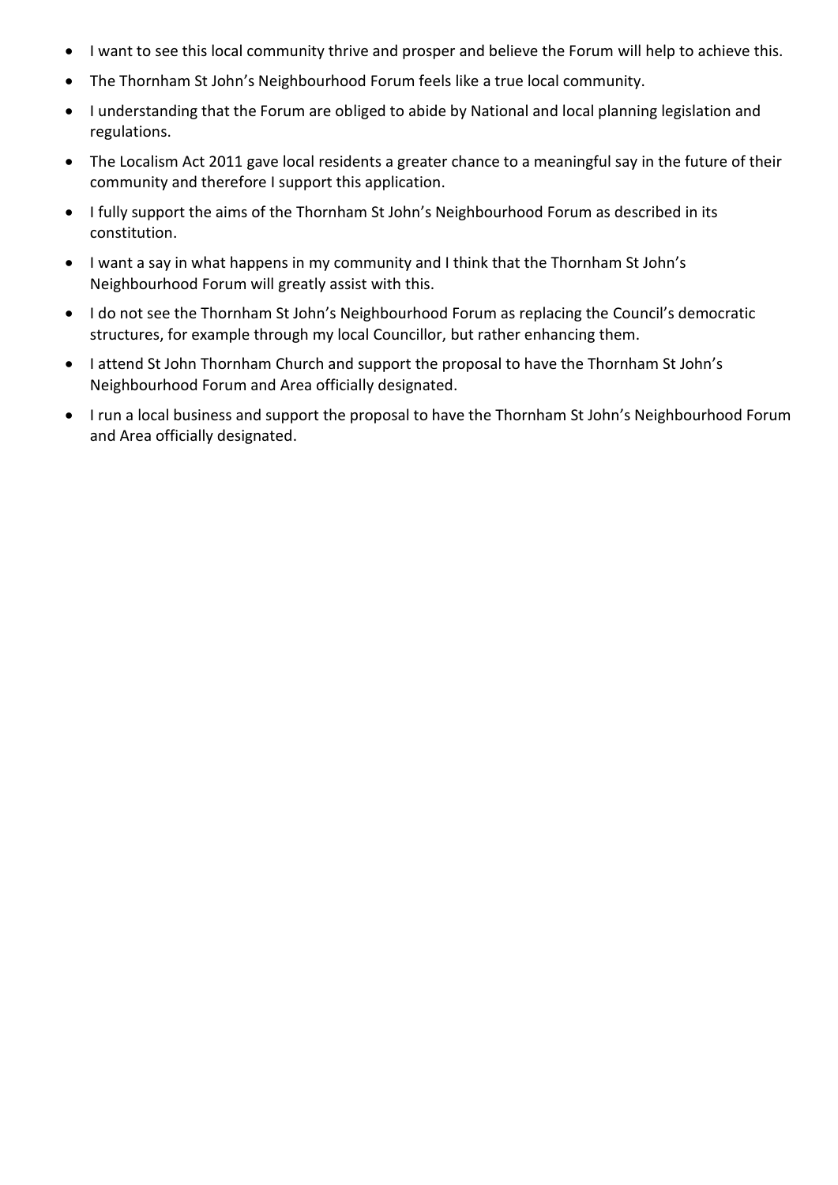- I want to see this local community thrive and prosper and believe the Forum will help to achieve this.
- The Thornham St John's Neighbourhood Forum feels like a true local community.
- I understanding that the Forum are obliged to abide by National and local planning legislation and regulations.
- The Localism Act 2011 gave local residents a greater chance to a meaningful say in the future of their community and therefore I support this application.
- I fully support the aims of the Thornham St John's Neighbourhood Forum as described in its constitution.
- I want a say in what happens in my community and I think that the Thornham St John's Neighbourhood Forum will greatly assist with this.
- I do not see the Thornham St John's Neighbourhood Forum as replacing the Council's democratic structures, for example through my local Councillor, but rather enhancing them.
- I attend St John Thornham Church and support the proposal to have the Thornham St John's Neighbourhood Forum and Area officially designated.
- I run a local business and support the proposal to have the Thornham St John's Neighbourhood Forum and Area officially designated.